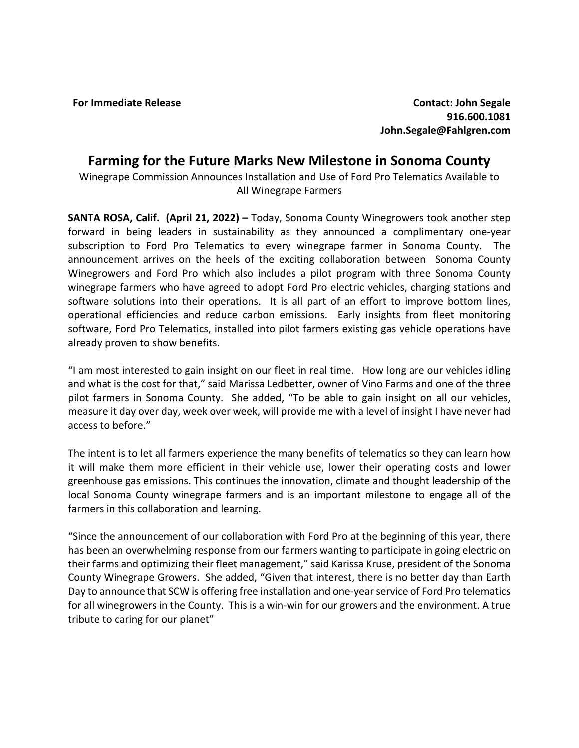**For Immediate Release**

**Contact: John Segale**
**916.600.1081**
**John.Segale@Fahlgren.com**

# Farming for the Future Marks New Milestone in Sonoma County

Winegrape Commission Announces Installation and Use of Ford Pro Telematics Available to All Winegrape Farmers

**SANTA ROSA, Calif. (April 21, 2022) –** Today, Sonoma County Winegrowers took another step forward in being leaders in sustainability as they announced a complimentary one-year subscription to Ford Pro Telematics to every winegrape farmer in Sonoma County. The announcement arrives on the heels of the exciting collaboration between Sonoma County Winegrowers and Ford Pro which also includes a pilot program with three Sonoma County winegrape farmers who have agreed to adopt Ford Pro electric vehicles, charging stations and software solutions into their operations. It is all part of an effort to improve bottom lines, operational efficiencies and reduce carbon emissions. Early insights from fleet monitoring software, Ford Pro Telematics, installed into pilot farmers existing gas vehicle operations have already proven to show benefits.

"I am most interested to gain insight on our fleet in real time. How long are our vehicles idling and what is the cost for that," said Marissa Ledbetter, owner of Vino Farms and one of the three pilot farmers in Sonoma County. She added, "To be able to gain insight on all our vehicles, measure it day over day, week over week, will provide me with a level of insight I have never had access to before."

The intent is to let all farmers experience the many benefits of telematics so they can learn how it will make them more efficient in their vehicle use, lower their operating costs and lower greenhouse gas emissions. This continues the innovation, climate and thought leadership of the local Sonoma County winegrape farmers and is an important milestone to engage all of the farmers in this collaboration and learning.

"Since the announcement of our collaboration with Ford Pro at the beginning of this year, there has been an overwhelming response from our farmers wanting to participate in going electric on their farms and optimizing their fleet management," said Karissa Kruse, president of the Sonoma County Winegrape Growers. She added, "Given that interest, there is no better day than Earth Day to announce that SCW is offering free installation and one-year service of Ford Pro telematics for all winegrowers in the County. This is a win-win for our growers and the environment. A true tribute to caring for our planet"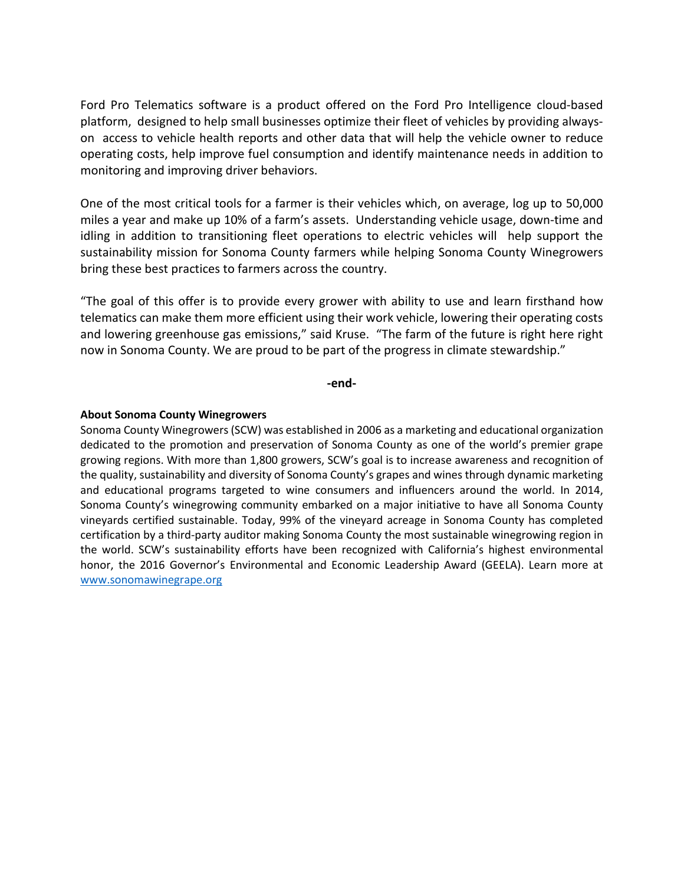Ford Pro Telematics software is a product offered on the Ford Pro Intelligence cloud-based platform, designed to help small businesses optimize their fleet of vehicles by providing always-on access to vehicle health reports and other data that will help the vehicle owner to reduce operating costs, help improve fuel consumption and identify maintenance needs in addition to monitoring and improving driver behaviors.

One of the most critical tools for a farmer is their vehicles which, on average, log up to 50,000 miles a year and make up 10% of a farm's assets. Understanding vehicle usage, down-time and idling in addition to transitioning fleet operations to electric vehicles will help support the sustainability mission for Sonoma County farmers while helping Sonoma County Winegrowers bring these best practices to farmers across the country.

"The goal of this offer is to provide every grower with ability to use and learn firsthand how telematics can make them more efficient using their work vehicle, lowering their operating costs and lowering greenhouse gas emissions," said Kruse. "The farm of the future is right here right now in Sonoma County. We are proud to be part of the progress in climate stewardship."

**-end-**

**About Sonoma County Winegrowers**

Sonoma County Winegrowers (SCW) was established in 2006 as a marketing and educational organization dedicated to the promotion and preservation of Sonoma County as one of the world's premier grape growing regions. With more than 1,800 growers, SCW's goal is to increase awareness and recognition of the quality, sustainability and diversity of Sonoma County's grapes and wines through dynamic marketing and educational programs targeted to wine consumers and influencers around the world. In 2014, Sonoma County's winegrowing community embarked on a major initiative to have all Sonoma County vineyards certified sustainable. Today, 99% of the vineyard acreage in Sonoma County has completed certification by a third-party auditor making Sonoma County the most sustainable winegrowing region in the world. SCW's sustainability efforts have been recognized with California's highest environmental honor, the 2016 Governor's Environmental and Economic Leadership Award (GEELA). Learn more at [www.sonomawinegrape.org](http://www.sonomawinegrape.org)